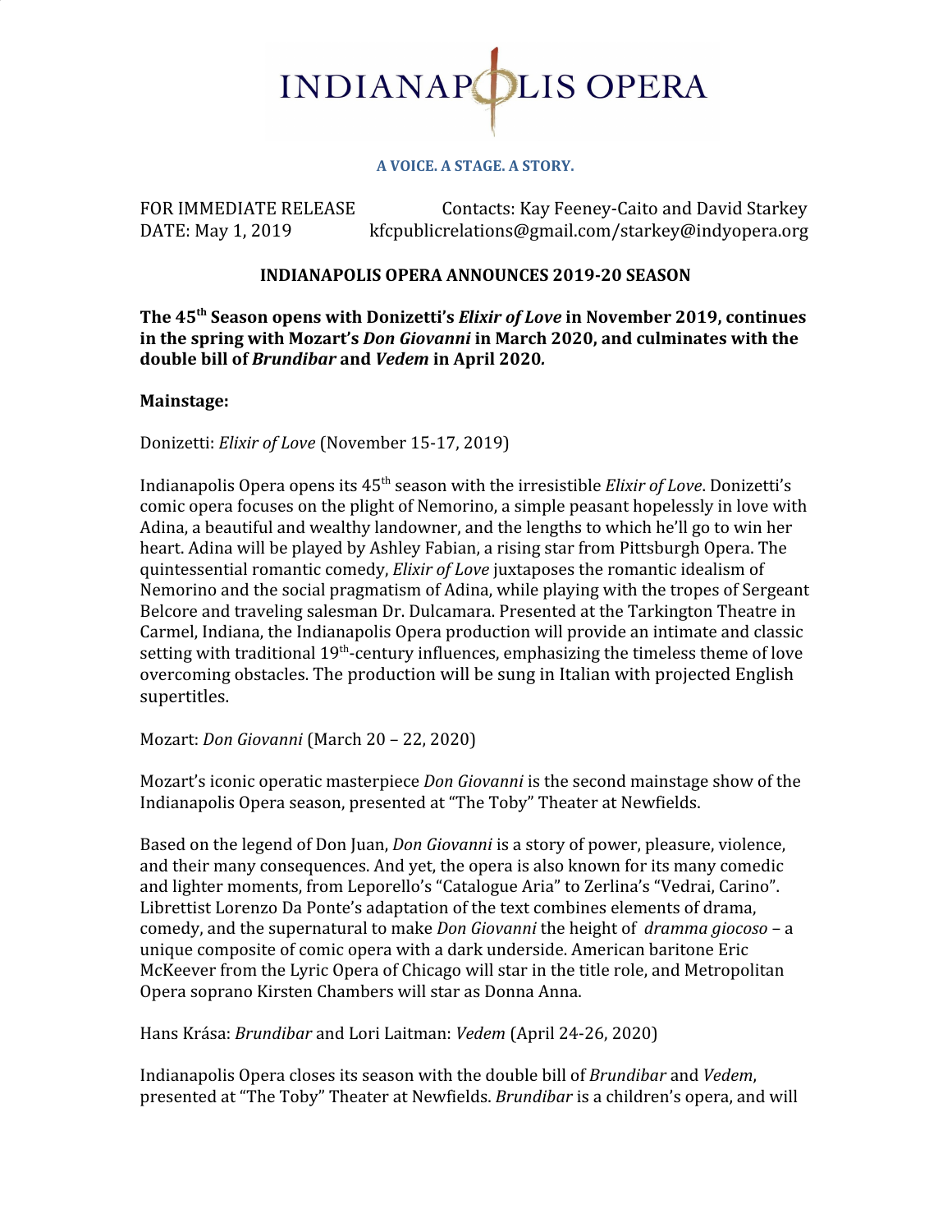# INDIANAPOLIS OPERA

**A VOICE. A STAGE. A STORY.**

FOR IMMEDIATE RELEASE  
DATE: May 1, 2019

Contacts: Kay Feeney-Caito and David Starkey  
kfcpublicrelations@gmail.com/starkey@indyopera.org

## INDIANAPOLIS OPERA ANNOUNCES 2019-20 SEASON

**The 45th Season opens with Donizetti's *Elixir of Love* in November 2019, continues in the spring with Mozart's *Don Giovanni* in March 2020, and culminates with the double bill of *Brundibar* and *Vedem* in April 2020.**

**Mainstage:**

Donizetti: *Elixir of Love* (November 15-17, 2019)

Indianapolis Opera opens its 45th season with the irresistible *Elixir of Love*. Donizetti's comic opera focuses on the plight of Nemorino, a simple peasant hopelessly in love with Adina, a beautiful and wealthy landowner, and the lengths to which he'll go to win her heart. Adina will be played by Ashley Fabian, a rising star from Pittsburgh Opera. The quintessential romantic comedy, *Elixir of Love* juxtaposes the romantic idealism of Nemorino and the social pragmatism of Adina, while playing with the tropes of Sergeant Belcore and traveling salesman Dr. Dulcamara. Presented at the Tarkington Theatre in Carmel, Indiana, the Indianapolis Opera production will provide an intimate and classic setting with traditional 19th-century influences, emphasizing the timeless theme of love overcoming obstacles. The production will be sung in Italian with projected English supertitles.

Mozart: *Don Giovanni* (March 20 – 22, 2020)

Mozart's iconic operatic masterpiece *Don Giovanni* is the second mainstage show of the Indianapolis Opera season, presented at "The Toby" Theater at Newfields.

Based on the legend of Don Juan, *Don Giovanni* is a story of power, pleasure, violence, and their many consequences. And yet, the opera is also known for its many comedic and lighter moments, from Leporello's "Catalogue Aria" to Zerlina's "Vedrai, Carino". Librettist Lorenzo Da Ponte's adaptation of the text combines elements of drama, comedy, and the supernatural to make *Don Giovanni* the height of *dramma giocoso* – a unique composite of comic opera with a dark underside. American baritone Eric McKeever from the Lyric Opera of Chicago will star in the title role, and Metropolitan Opera soprano Kirsten Chambers will star as Donna Anna.

Hans Krása: *Brundibar* and Lori Laitman: *Vedem* (April 24-26, 2020)

Indianapolis Opera closes its season with the double bill of *Brundibar* and *Vedem*, presented at "The Toby" Theater at Newfields. *Brundibar* is a children's opera, and will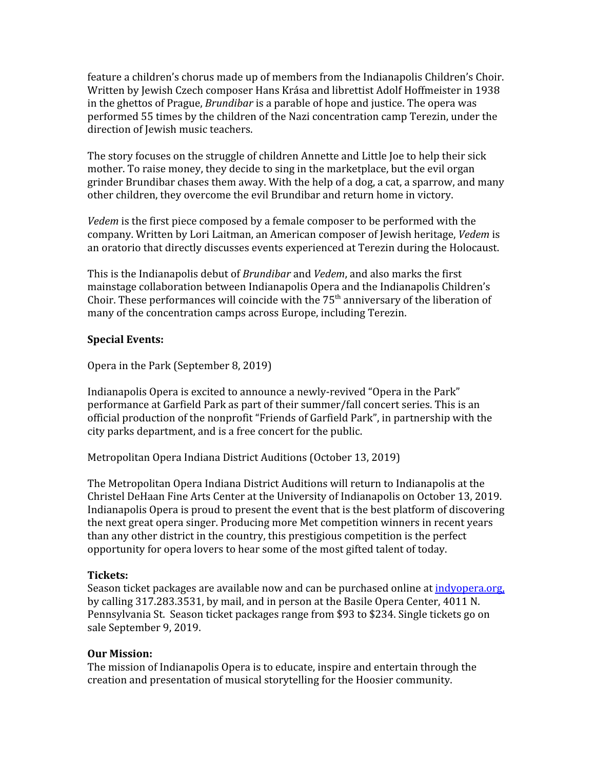feature a children's chorus made up of members from the Indianapolis Children's Choir. Written by Jewish Czech composer Hans Krása and librettist Adolf Hoffmeister in 1938 in the ghettos of Prague, *Brundibar* is a parable of hope and justice. The opera was performed 55 times by the children of the Nazi concentration camp Terezin, under the direction of Jewish music teachers.

The story focuses on the struggle of children Annette and Little Joe to help their sick mother. To raise money, they decide to sing in the marketplace, but the evil organ grinder Brundibar chases them away. With the help of a dog, a cat, a sparrow, and many other children, they overcome the evil Brundibar and return home in victory.

*Vedem* is the first piece composed by a female composer to be performed with the company. Written by Lori Laitman, an American composer of Jewish heritage, *Vedem* is an oratorio that directly discusses events experienced at Terezin during the Holocaust.

This is the Indianapolis debut of *Brundibar* and *Vedem*, and also marks the first mainstage collaboration between Indianapolis Opera and the Indianapolis Children's Choir. These performances will coincide with the 75th anniversary of the liberation of many of the concentration camps across Europe, including Terezin.

**Special Events:**

Opera in the Park (September 8, 2019)

Indianapolis Opera is excited to announce a newly-revived "Opera in the Park" performance at Garfield Park as part of their summer/fall concert series. This is an official production of the nonprofit "Friends of Garfield Park", in partnership with the city parks department, and is a free concert for the public.

Metropolitan Opera Indiana District Auditions (October 13, 2019)

The Metropolitan Opera Indiana District Auditions will return to Indianapolis at the Christel DeHaan Fine Arts Center at the University of Indianapolis on October 13, 2019. Indianapolis Opera is proud to present the event that is the best platform of discovering the next great opera singer. Producing more Met competition winners in recent years than any other district in the country, this prestigious competition is the perfect opportunity for opera lovers to hear some of the most gifted talent of today.

**Tickets:**
Season ticket packages are available now and can be purchased online at [indyopera.org,](indyopera.org) by calling 317.283.3531, by mail, and in person at the Basile Opera Center, 4011 N. Pennsylvania St. Season ticket packages range from $93 to $234. Single tickets go on sale September 9, 2019.

**Our Mission:**
The mission of Indianapolis Opera is to educate, inspire and entertain through the creation and presentation of musical storytelling for the Hoosier community.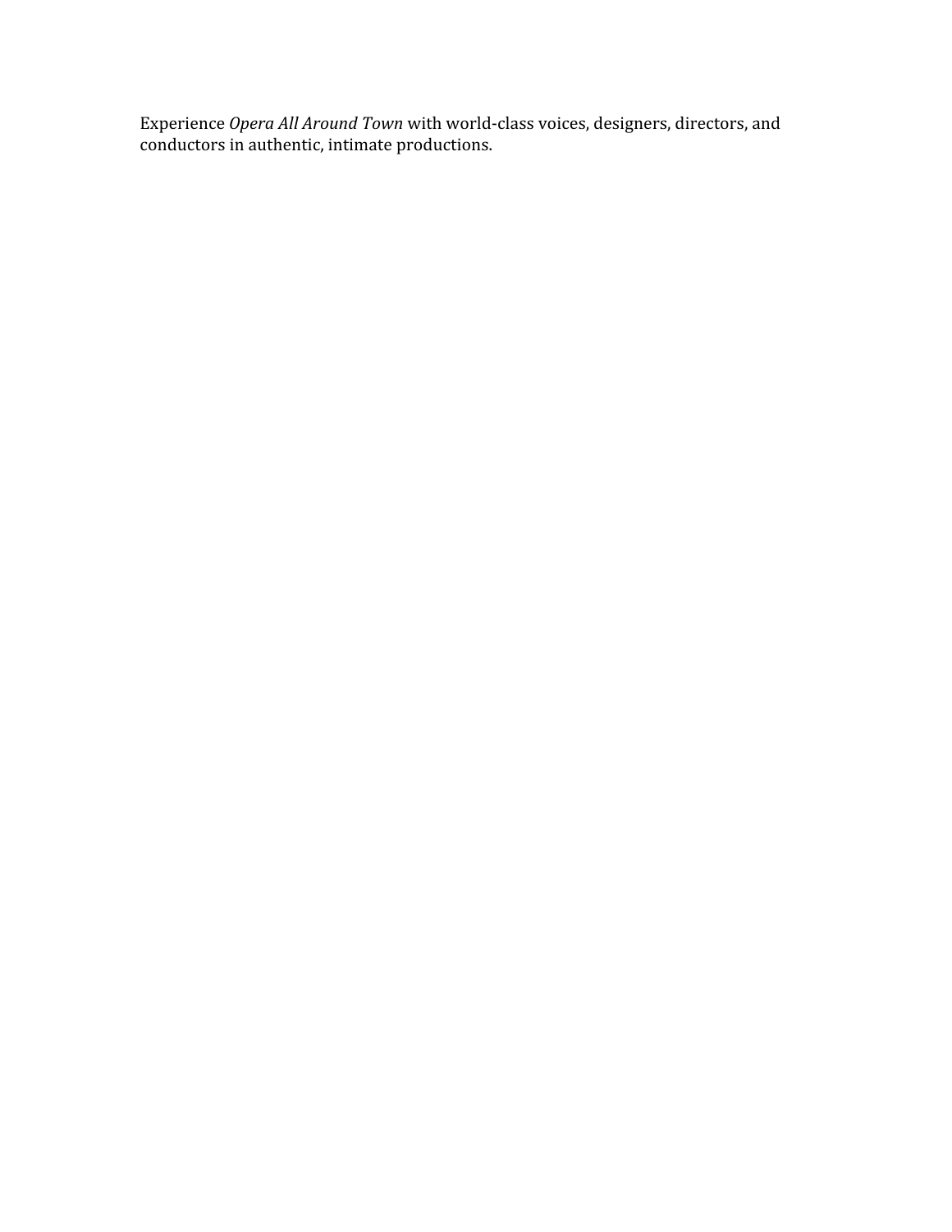Experience *Opera All Around Town* with world-class voices, designers, directors, and conductors in authentic, intimate productions.